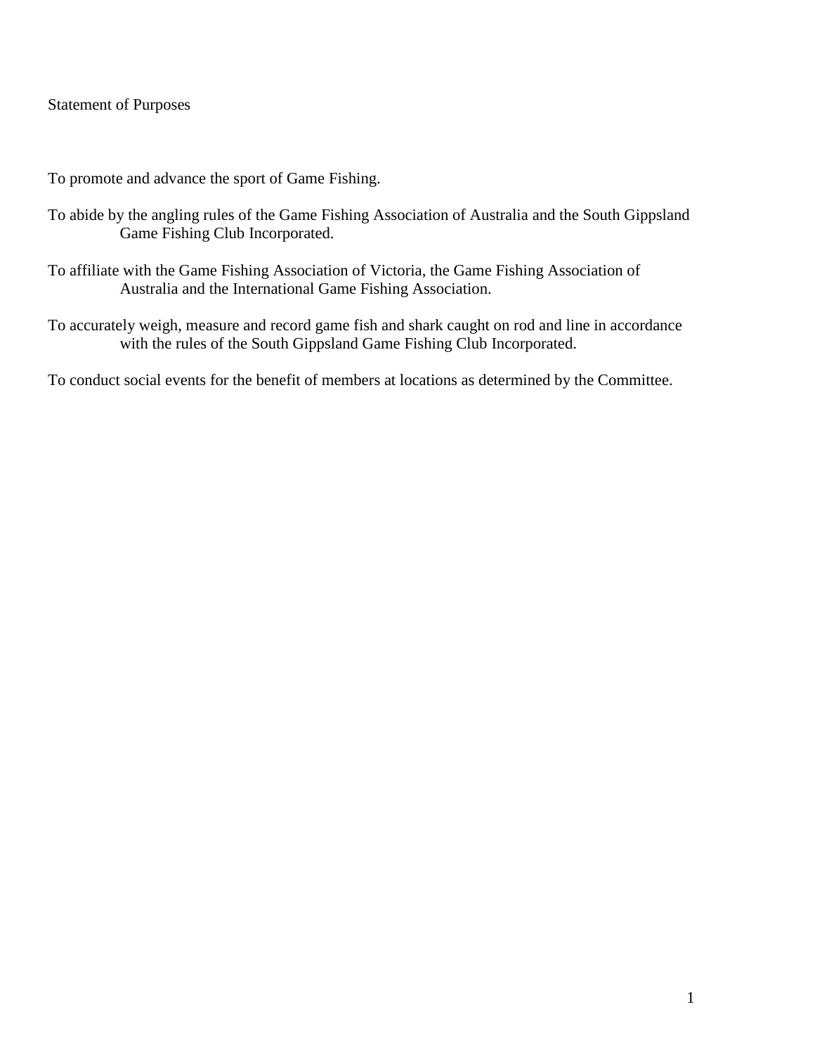## Statement of Purposes

To promote and advance the sport of Game Fishing.

To abide by the angling rules of the Game Fishing Association of Australia and the South Gippsland Game Fishing Club Incorporated.

To affiliate with the Game Fishing Association of Victoria, the Game Fishing Association of Australia and the International Game Fishing Association.

To accurately weigh, measure and record game fish and shark caught on rod and line in accordance with the rules of the South Gippsland Game Fishing Club Incorporated.

To conduct social events for the benefit of members at locations as determined by the Committee.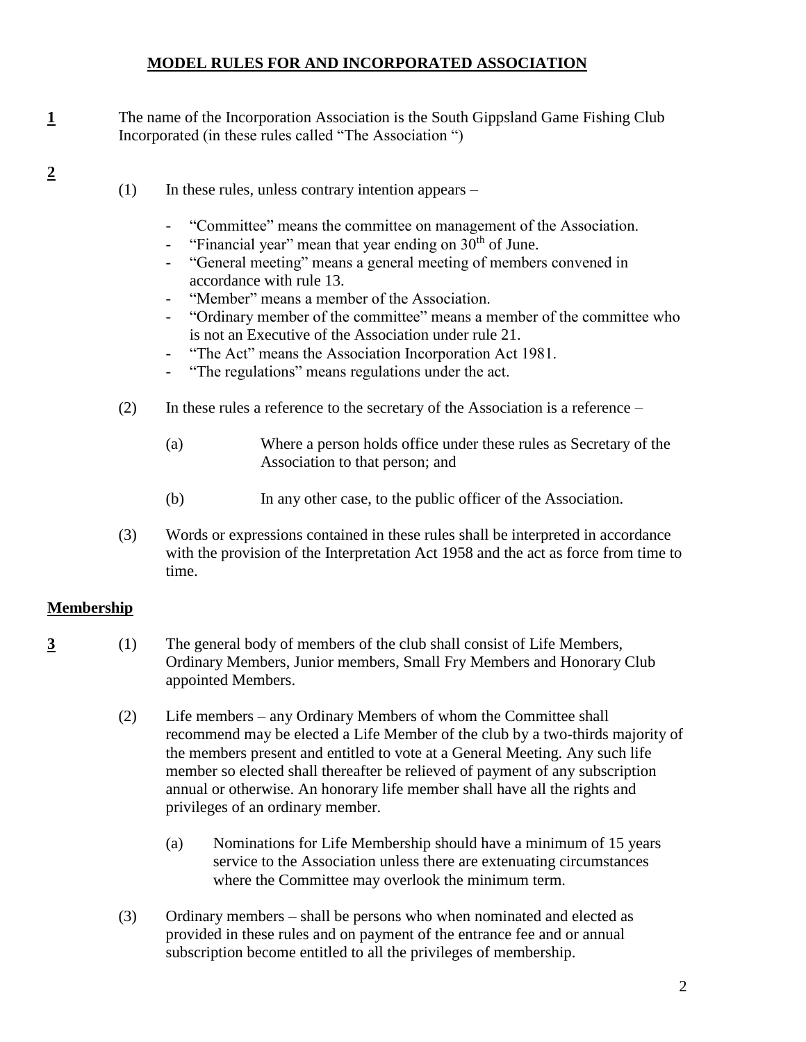## MODEL RULES FOR AND INCORPORATED ASSOCIATION

**1** The name of the Incorporation Association is the South Gippsland Game Fishing Club Incorporated (in these rules called "The Association ")

**2**

(1) In these rules, unless contrary intention appears –

- "Committee" means the committee on management of the Association.
- "Financial year" mean that year ending on 30th of June.
- "General meeting" means a general meeting of members convened in accordance with rule 13.
- "Member" means a member of the Association.
- "Ordinary member of the committee" means a member of the committee who is not an Executive of the Association under rule 21.
- "The Act" means the Association Incorporation Act 1981.
- "The regulations" means regulations under the act.

(2) In these rules a reference to the secretary of the Association is a reference –

(a) Where a person holds office under these rules as Secretary of the Association to that person; and

(b) In any other case, to the public officer of the Association.

(3) Words or expressions contained in these rules shall be interpreted in accordance with the provision of the Interpretation Act 1958 and the act as force from time to time.

## Membership

**3** (1) The general body of members of the club shall consist of Life Members, Ordinary Members, Junior members, Small Fry Members and Honorary Club appointed Members.

(2) Life members – any Ordinary Members of whom the Committee shall recommend may be elected a Life Member of the club by a two-thirds majority of the members present and entitled to vote at a General Meeting. Any such life member so elected shall thereafter be relieved of payment of any subscription annual or otherwise. An honorary life member shall have all the rights and privileges of an ordinary member.

(a) Nominations for Life Membership should have a minimum of 15 years service to the Association unless there are extenuating circumstances where the Committee may overlook the minimum term.

(3) Ordinary members – shall be persons who when nominated and elected as provided in these rules and on payment of the entrance fee and or annual subscription become entitled to all the privileges of membership.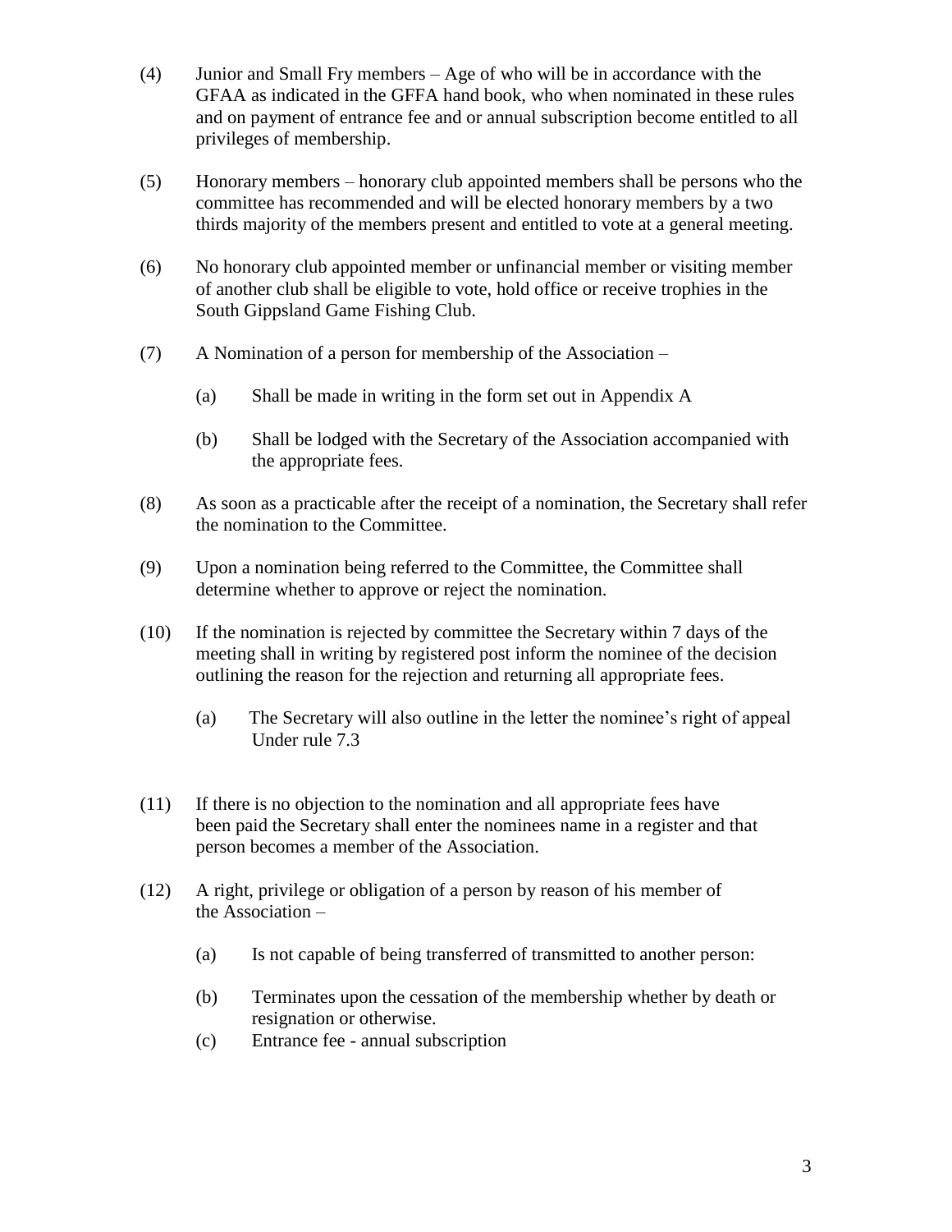(4) Junior and Small Fry members – Age of who will be in accordance with the GFAA as indicated in the GFFA hand book, who when nominated in these rules and on payment of entrance fee and or annual subscription become entitled to all privileges of membership.

(5) Honorary members – honorary club appointed members shall be persons who the committee has recommended and will be elected honorary members by a two thirds majority of the members present and entitled to vote at a general meeting.

(6) No honorary club appointed member or unfinancial member or visiting member of another club shall be eligible to vote, hold office or receive trophies in the South Gippsland Game Fishing Club.

(7) A Nomination of a person for membership of the Association –

  (a) Shall be made in writing in the form set out in Appendix A

  (b) Shall be lodged with the Secretary of the Association accompanied with the appropriate fees.

(8) As soon as a practicable after the receipt of a nomination, the Secretary shall refer the nomination to the Committee.

(9) Upon a nomination being referred to the Committee, the Committee shall determine whether to approve or reject the nomination.

(10) If the nomination is rejected by committee the Secretary within 7 days of the meeting shall in writing by registered post inform the nominee of the decision outlining the reason for the rejection and returning all appropriate fees.

  (a) The Secretary will also outline in the letter the nominee's right of appeal Under rule 7.3

(11) If there is no objection to the nomination and all appropriate fees have been paid the Secretary shall enter the nominees name in a register and that person becomes a member of the Association.

(12) A right, privilege or obligation of a person by reason of his member of the Association –

  (a) Is not capable of being transferred of transmitted to another person:

  (b) Terminates upon the cessation of the membership whether by death or resignation or otherwise.

  (c) Entrance fee - annual subscription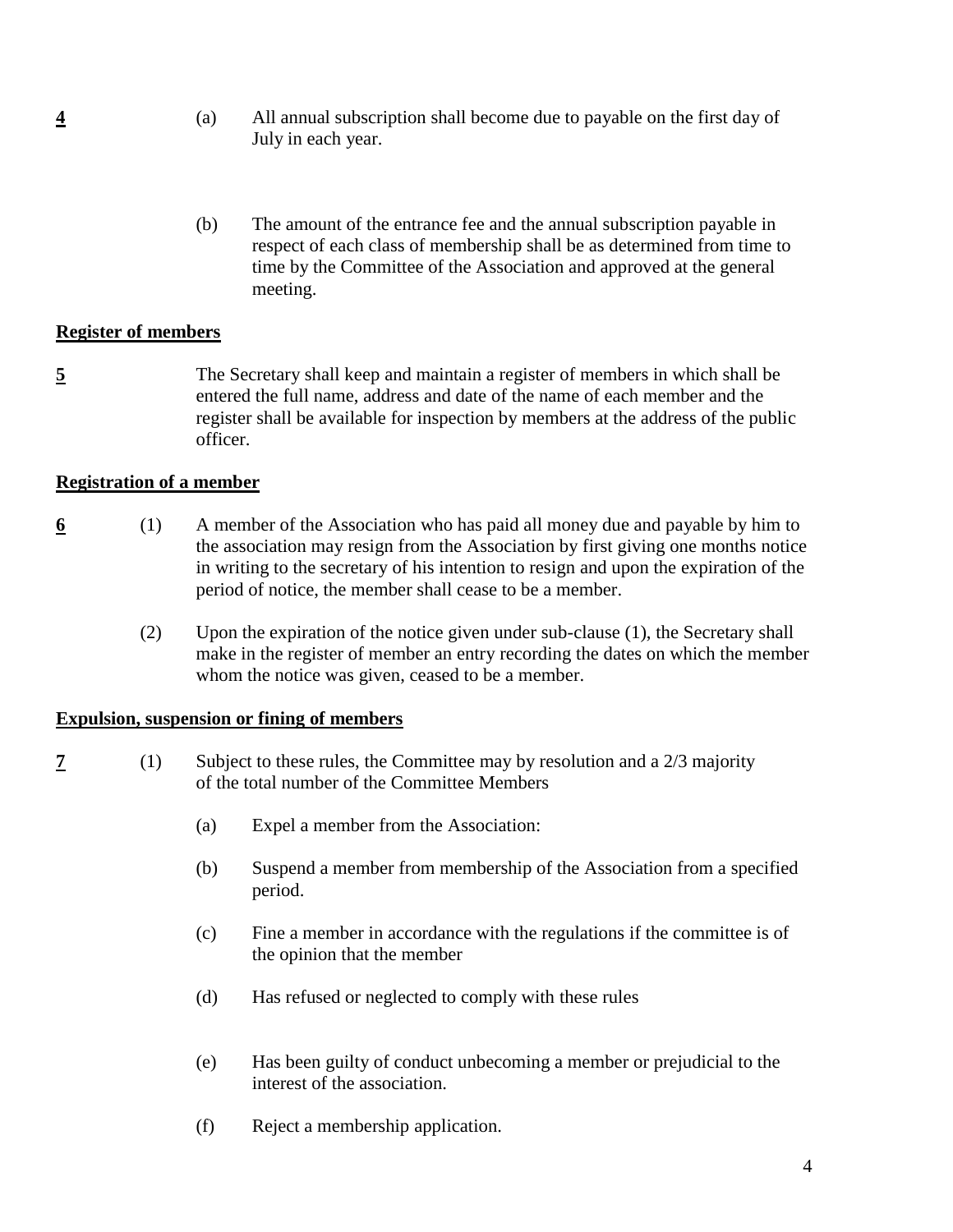**4** (a) All annual subscription shall become due to payable on the first day of July in each year.

(b) The amount of the entrance fee and the annual subscription payable in respect of each class of membership shall be as determined from time to time by the Committee of the Association and approved at the general meeting.

**Register of members**

**5** The Secretary shall keep and maintain a register of members in which shall be entered the full name, address and date of the name of each member and the register shall be available for inspection by members at the address of the public officer.

**Registration of a member**

**6** (1) A member of the Association who has paid all money due and payable by him to the association may resign from the Association by first giving one months notice in writing to the secretary of his intention to resign and upon the expiration of the period of notice, the member shall cease to be a member.

(2) Upon the expiration of the notice given under sub-clause (1), the Secretary shall make in the register of member an entry recording the dates on which the member whom the notice was given, ceased to be a member.

**Expulsion, suspension or fining of members**

**7** (1) Subject to these rules, the Committee may by resolution and a 2/3 majority of the total number of the Committee Members

(a) Expel a member from the Association:

(b) Suspend a member from membership of the Association from a specified period.

(c) Fine a member in accordance with the regulations if the committee is of the opinion that the member

(d) Has refused or neglected to comply with these rules

(e) Has been guilty of conduct unbecoming a member or prejudicial to the interest of the association.

(f) Reject a membership application.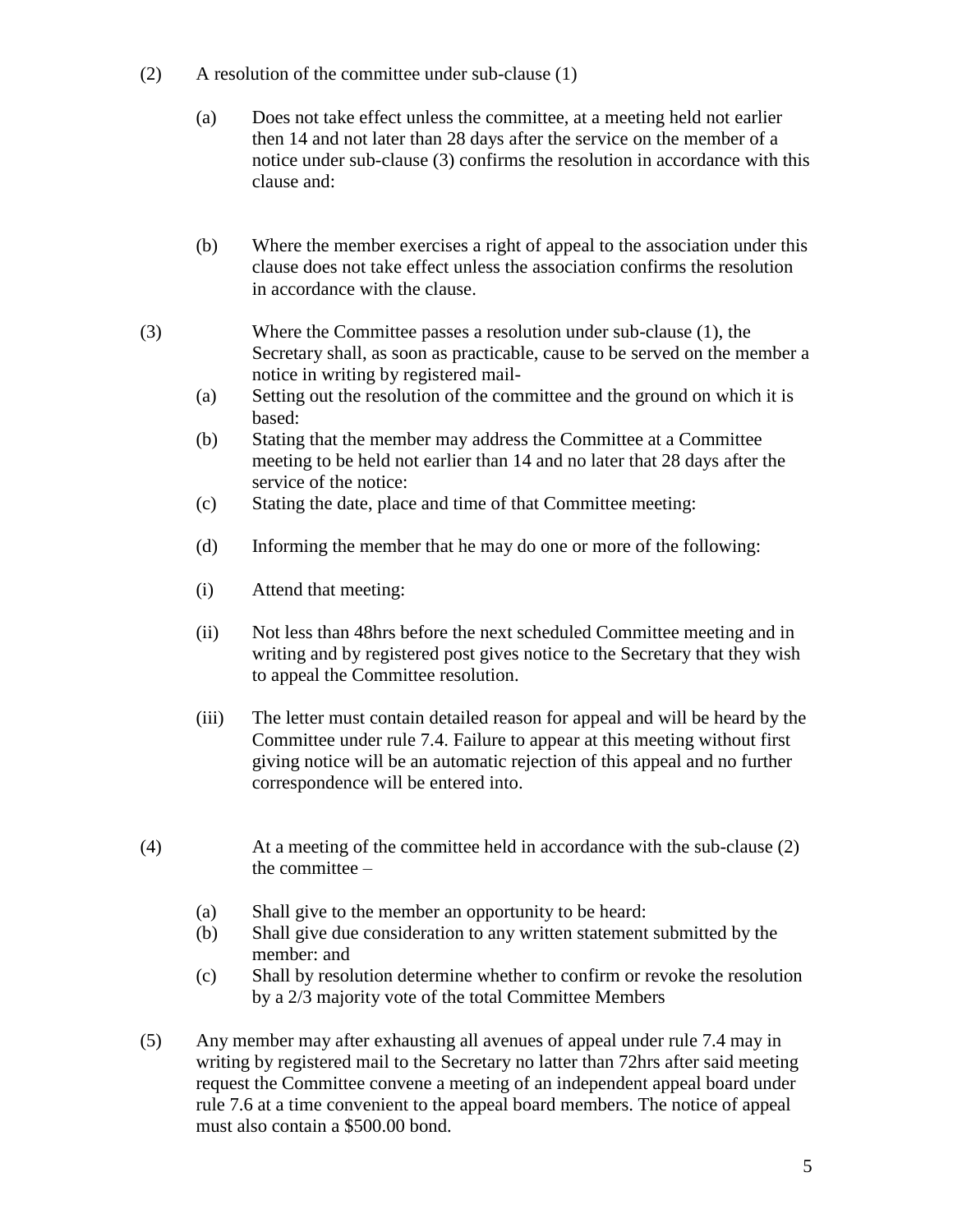(2) A resolution of the committee under sub-clause (1)

(a) Does not take effect unless the committee, at a meeting held not earlier then 14 and not later than 28 days after the service on the member of a notice under sub-clause (3) confirms the resolution in accordance with this clause and:

(b) Where the member exercises a right of appeal to the association under this clause does not take effect unless the association confirms the resolution in accordance with the clause.

(3) Where the Committee passes a resolution under sub-clause (1), the Secretary shall, as soon as practicable, cause to be served on the member a notice in writing by registered mail-

(a) Setting out the resolution of the committee and the ground on which it is based:

(b) Stating that the member may address the Committee at a Committee meeting to be held not earlier than 14 and no later that 28 days after the service of the notice:

(c) Stating the date, place and time of that Committee meeting:

(d) Informing the member that he may do one or more of the following:

(i) Attend that meeting:

(ii) Not less than 48hrs before the next scheduled Committee meeting and in writing and by registered post gives notice to the Secretary that they wish to appeal the Committee resolution.

(iii) The letter must contain detailed reason for appeal and will be heard by the Committee under rule 7.4. Failure to appear at this meeting without first giving notice will be an automatic rejection of this appeal and no further correspondence will be entered into.

(4) At a meeting of the committee held in accordance with the sub-clause (2) the committee –

(a) Shall give to the member an opportunity to be heard:

(b) Shall give due consideration to any written statement submitted by the member: and

(c) Shall by resolution determine whether to confirm or revoke the resolution by a 2/3 majority vote of the total Committee Members

(5) Any member may after exhausting all avenues of appeal under rule 7.4 may in writing by registered mail to the Secretary no latter than 72hrs after said meeting request the Committee convene a meeting of an independent appeal board under rule 7.6 at a time convenient to the appeal board members. The notice of appeal must also contain a $500.00 bond.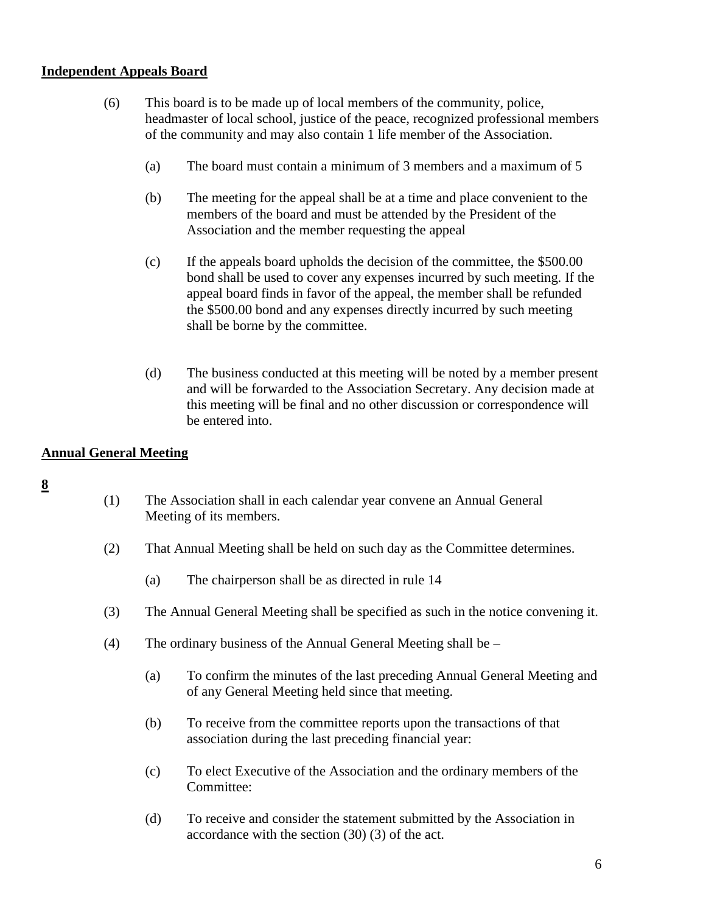**Independent Appeals Board**

(6) This board is to be made up of local members of the community, police, headmaster of local school, justice of the peace, recognized professional members of the community and may also contain 1 life member of the Association.

(a) The board must contain a minimum of 3 members and a maximum of 5

(b) The meeting for the appeal shall be at a time and place convenient to the members of the board and must be attended by the President of the Association and the member requesting the appeal

(c) If the appeals board upholds the decision of the committee, the $500.00 bond shall be used to cover any expenses incurred by such meeting. If the appeal board finds in favor of the appeal, the member shall be refunded the $500.00 bond and any expenses directly incurred by such meeting shall be borne by the committee.

(d) The business conducted at this meeting will be noted by a member present and will be forwarded to the Association Secretary. Any decision made at this meeting will be final and no other discussion or correspondence will be entered into.

**Annual General Meeting**

**8**

(1) The Association shall in each calendar year convene an Annual General Meeting of its members.

(2) That Annual Meeting shall be held on such day as the Committee determines.

(a) The chairperson shall be as directed in rule 14

(3) The Annual General Meeting shall be specified as such in the notice convening it.

(4) The ordinary business of the Annual General Meeting shall be –

(a) To confirm the minutes of the last preceding Annual General Meeting and of any General Meeting held since that meeting.

(b) To receive from the committee reports upon the transactions of that association during the last preceding financial year:

(c) To elect Executive of the Association and the ordinary members of the Committee:

(d) To receive and consider the statement submitted by the Association in accordance with the section (30) (3) of the act.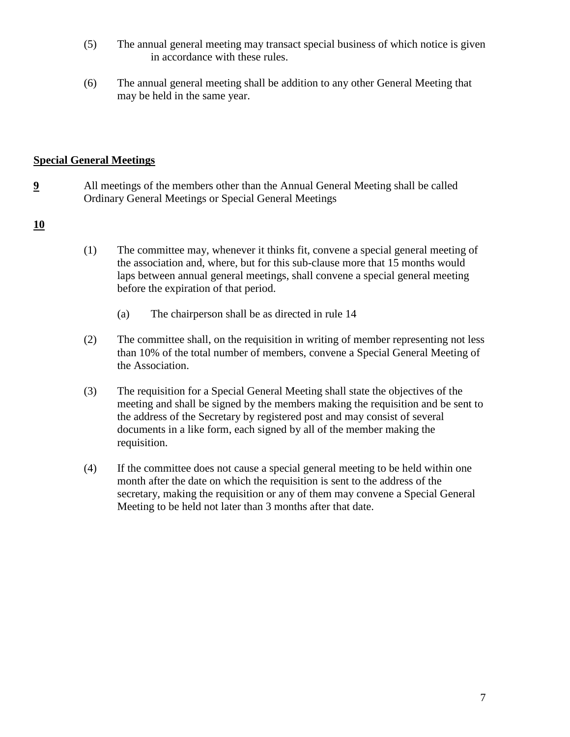(5) The annual general meeting may transact special business of which notice is given in accordance with these rules.

(6) The annual general meeting shall be addition to any other General Meeting that may be held in the same year.

**<u>Special General Meetings</u>**

**<u>9</u>** All meetings of the members other than the Annual General Meeting shall be called Ordinary General Meetings or Special General Meetings

**<u>10</u>**

(1) The committee may, whenever it thinks fit, convene a special general meeting of the association and, where, but for this sub-clause more that 15 months would laps between annual general meetings, shall convene a special general meeting before the expiration of that period.

(a) The chairperson shall be as directed in rule 14

(2) The committee shall, on the requisition in writing of member representing not less than 10% of the total number of members, convene a Special General Meeting of the Association.

(3) The requisition for a Special General Meeting shall state the objectives of the meeting and shall be signed by the members making the requisition and be sent to the address of the Secretary by registered post and may consist of several documents in a like form, each signed by all of the member making the requisition.

(4) If the committee does not cause a special general meeting to be held within one month after the date on which the requisition is sent to the address of the secretary, making the requisition or any of them may convene a Special General Meeting to be held not later than 3 months after that date.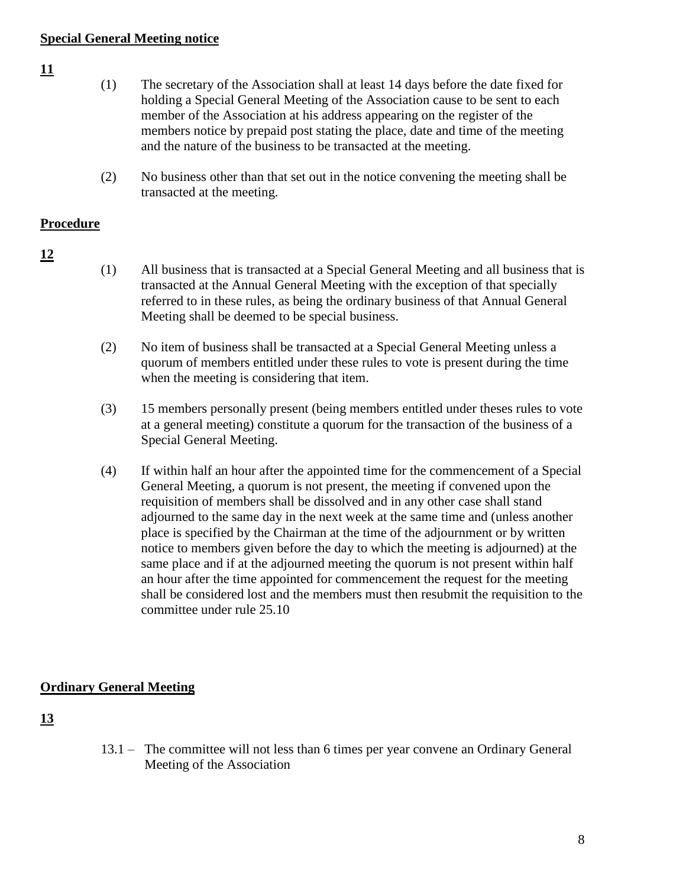**Special General Meeting notice**

**11**

(1) The secretary of the Association shall at least 14 days before the date fixed for holding a Special General Meeting of the Association cause to be sent to each member of the Association at his address appearing on the register of the members notice by prepaid post stating the place, date and time of the meeting and the nature of the business to be transacted at the meeting.

(2) No business other than that set out in the notice convening the meeting shall be transacted at the meeting.

**Procedure**

**12**

(1) All business that is transacted at a Special General Meeting and all business that is transacted at the Annual General Meeting with the exception of that specially referred to in these rules, as being the ordinary business of that Annual General Meeting shall be deemed to be special business.

(2) No item of business shall be transacted at a Special General Meeting unless a quorum of members entitled under these rules to vote is present during the time when the meeting is considering that item.

(3) 15 members personally present (being members entitled under theses rules to vote at a general meeting) constitute a quorum for the transaction of the business of a Special General Meeting.

(4) If within half an hour after the appointed time for the commencement of a Special General Meeting, a quorum is not present, the meeting if convened upon the requisition of members shall be dissolved and in any other case shall stand adjourned to the same day in the next week at the same time and (unless another place is specified by the Chairman at the time of the adjournment or by written notice to members given before the day to which the meeting is adjourned) at the same place and if at the adjourned meeting the quorum is not present within half an hour after the time appointed for commencement the request for the meeting shall be considered lost and the members must then resubmit the requisition to the committee under rule 25.10

**Ordinary General Meeting**

**13**

13.1 – The committee will not less than 6 times per year convene an Ordinary General Meeting of the Association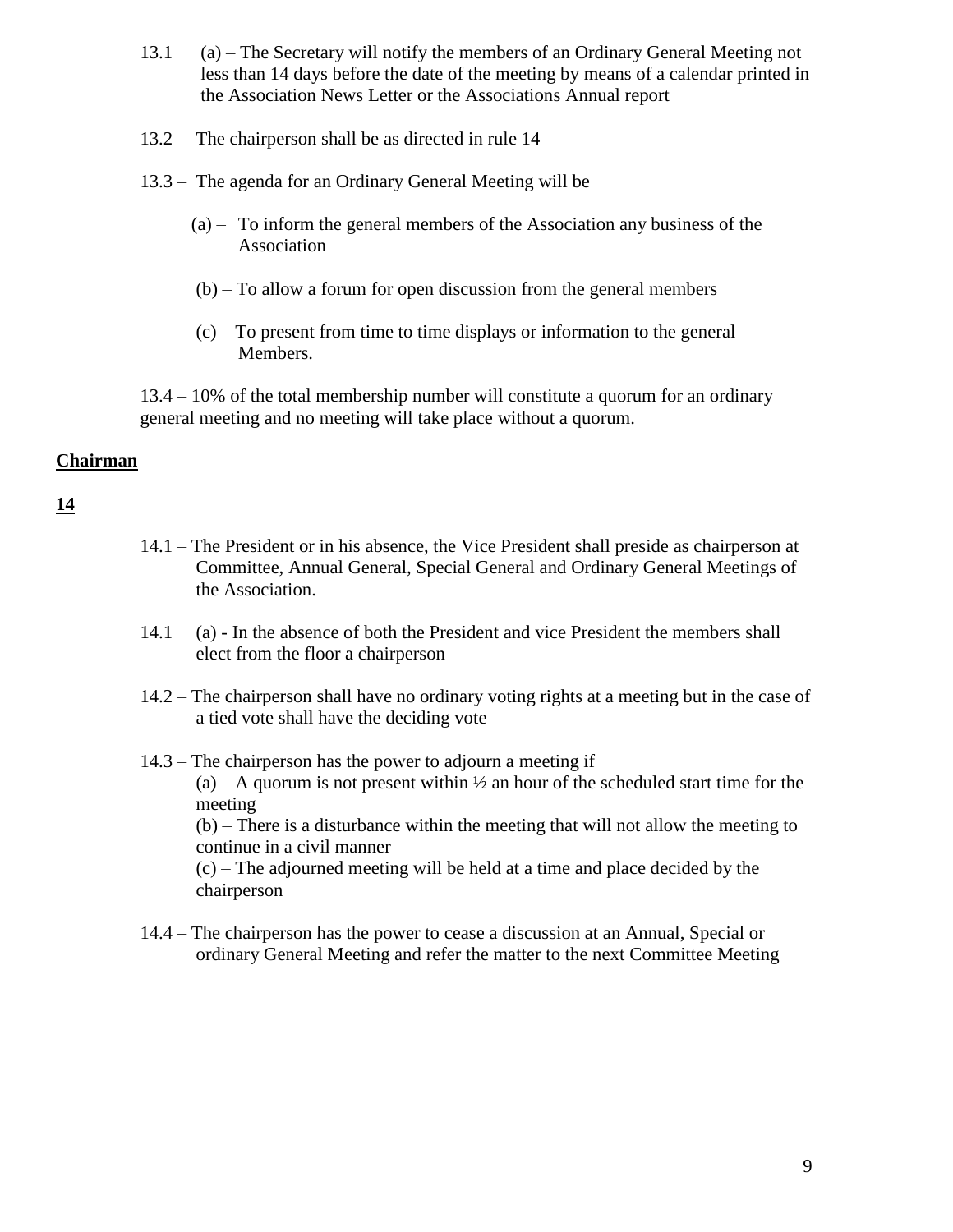13.1 (a) – The Secretary will notify the members of an Ordinary General Meeting not less than 14 days before the date of the meeting by means of a calendar printed in the Association News Letter or the Associations Annual report

13.2 The chairperson shall be as directed in rule 14

13.3 – The agenda for an Ordinary General Meeting will be

(a) – To inform the general members of the Association any business of the Association

(b) – To allow a forum for open discussion from the general members

(c) – To present from time to time displays or information to the general Members.

13.4 – 10% of the total membership number will constitute a quorum for an ordinary general meeting and no meeting will take place without a quorum.

## **Chairman**

## **14**

14.1 – The President or in his absence, the Vice President shall preside as chairperson at Committee, Annual General, Special General and Ordinary General Meetings of the Association.

14.1 (a) - In the absence of both the President and vice President the members shall elect from the floor a chairperson

14.2 – The chairperson shall have no ordinary voting rights at a meeting but in the case of a tied vote shall have the deciding vote

14.3 – The chairperson has the power to adjourn a meeting if

(a) – A quorum is not present within ½ an hour of the scheduled start time for the meeting

(b) – There is a disturbance within the meeting that will not allow the meeting to continue in a civil manner

(c) – The adjourned meeting will be held at a time and place decided by the chairperson

14.4 – The chairperson has the power to cease a discussion at an Annual, Special or ordinary General Meeting and refer the matter to the next Committee Meeting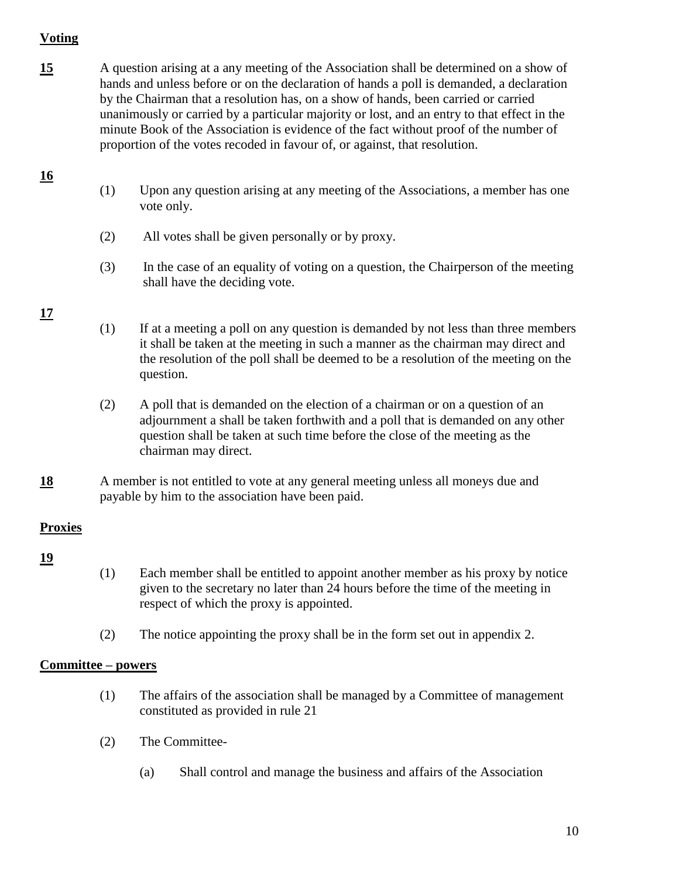**Voting**

**15** A question arising at a any meeting of the Association shall be determined on a show of hands and unless before or on the declaration of hands a poll is demanded, a declaration by the Chairman that a resolution has, on a show of hands, been carried or carried unanimously or carried by a particular majority or lost, and an entry to that effect in the minute Book of the Association is evidence of the fact without proof of the number of proportion of the votes recoded in favour of, or against, that resolution.

**16**

(1) Upon any question arising at any meeting of the Associations, a member has one vote only.

(2) All votes shall be given personally or by proxy.

(3) In the case of an equality of voting on a question, the Chairperson of the meeting shall have the deciding vote.

**17**

(1) If at a meeting a poll on any question is demanded by not less than three members it shall be taken at the meeting in such a manner as the chairman may direct and the resolution of the poll shall be deemed to be a resolution of the meeting on the question.

(2) A poll that is demanded on the election of a chairman or on a question of an adjournment a shall be taken forthwith and a poll that is demanded on any other question shall be taken at such time before the close of the meeting as the chairman may direct.

**18** A member is not entitled to vote at any general meeting unless all moneys due and payable by him to the association have been paid.

**Proxies**

**19**

(1) Each member shall be entitled to appoint another member as his proxy by notice given to the secretary no later than 24 hours before the time of the meeting in respect of which the proxy is appointed.

(2) The notice appointing the proxy shall be in the form set out in appendix 2.

**Committee – powers**

(1) The affairs of the association shall be managed by a Committee of management constituted as provided in rule 21

(2) The Committee-

(a) Shall control and manage the business and affairs of the Association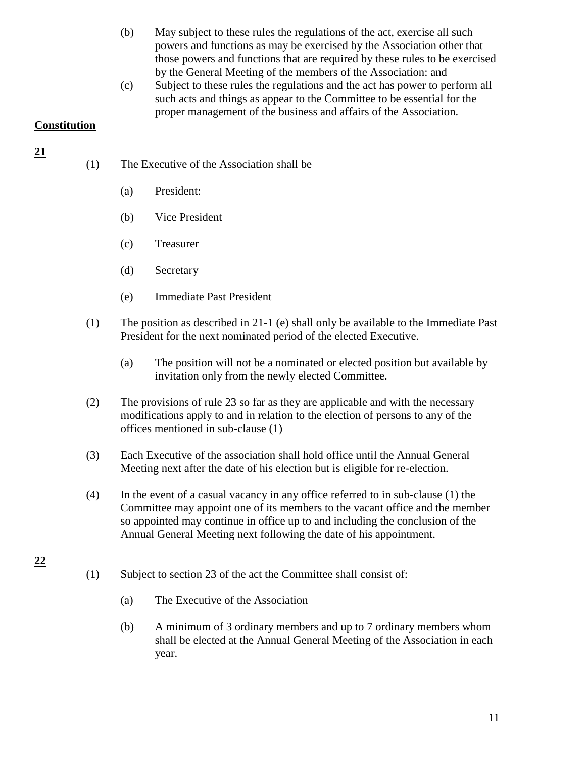(b) May subject to these rules the regulations of the act, exercise all such powers and functions as may be exercised by the Association other that those powers and functions that are required by these rules to be exercised by the General Meeting of the members of the Association: and

(c) Subject to these rules the regulations and the act has power to perform all such acts and things as appear to the Committee to be essential for the proper management of the business and affairs of the Association.

**Constitution**

**21**

(1) The Executive of the Association shall be –

(a) President:

(b) Vice President

(c) Treasurer

(d) Secretary

(e) Immediate Past President

(1) The position as described in 21-1 (e) shall only be available to the Immediate Past President for the next nominated period of the elected Executive.

(a) The position will not be a nominated or elected position but available by invitation only from the newly elected Committee.

(2) The provisions of rule 23 so far as they are applicable and with the necessary modifications apply to and in relation to the election of persons to any of the offices mentioned in sub-clause (1)

(3) Each Executive of the association shall hold office until the Annual General Meeting next after the date of his election but is eligible for re-election.

(4) In the event of a casual vacancy in any office referred to in sub-clause (1) the Committee may appoint one of its members to the vacant office and the member so appointed may continue in office up to and including the conclusion of the Annual General Meeting next following the date of his appointment.

**22**

(1) Subject to section 23 of the act the Committee shall consist of:

(a) The Executive of the Association

(b) A minimum of 3 ordinary members and up to 7 ordinary members whom shall be elected at the Annual General Meeting of the Association in each year.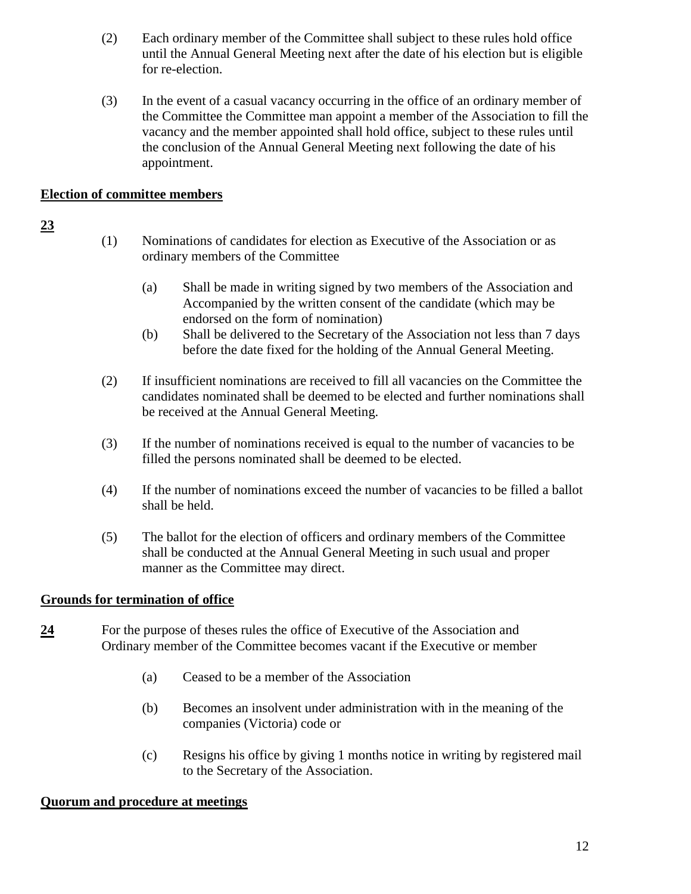(2) Each ordinary member of the Committee shall subject to these rules hold office until the Annual General Meeting next after the date of his election but is eligible for re-election.

(3) In the event of a casual vacancy occurring in the office of an ordinary member of the Committee the Committee man appoint a member of the Association to fill the vacancy and the member appointed shall hold office, subject to these rules until the conclusion of the Annual General Meeting next following the date of his appointment.

**Election of committee members**

**23**

(1) Nominations of candidates for election as Executive of the Association or as ordinary members of the Committee

- (a) Shall be made in writing signed by two members of the Association and Accompanied by the written consent of the candidate (which may be endorsed on the form of nomination)
- (b) Shall be delivered to the Secretary of the Association not less than 7 days before the date fixed for the holding of the Annual General Meeting.

(2) If insufficient nominations are received to fill all vacancies on the Committee the candidates nominated shall be deemed to be elected and further nominations shall be received at the Annual General Meeting.

(3) If the number of nominations received is equal to the number of vacancies to be filled the persons nominated shall be deemed to be elected.

(4) If the number of nominations exceed the number of vacancies to be filled a ballot shall be held.

(5) The ballot for the election of officers and ordinary members of the Committee shall be conducted at the Annual General Meeting in such usual and proper manner as the Committee may direct.

**Grounds for termination of office**

**24** For the purpose of theses rules the office of Executive of the Association and Ordinary member of the Committee becomes vacant if the Executive or member

- (a) Ceased to be a member of the Association
- (b) Becomes an insolvent under administration with in the meaning of the companies (Victoria) code or
- (c) Resigns his office by giving 1 months notice in writing by registered mail to the Secretary of the Association.

**Quorum and procedure at meetings**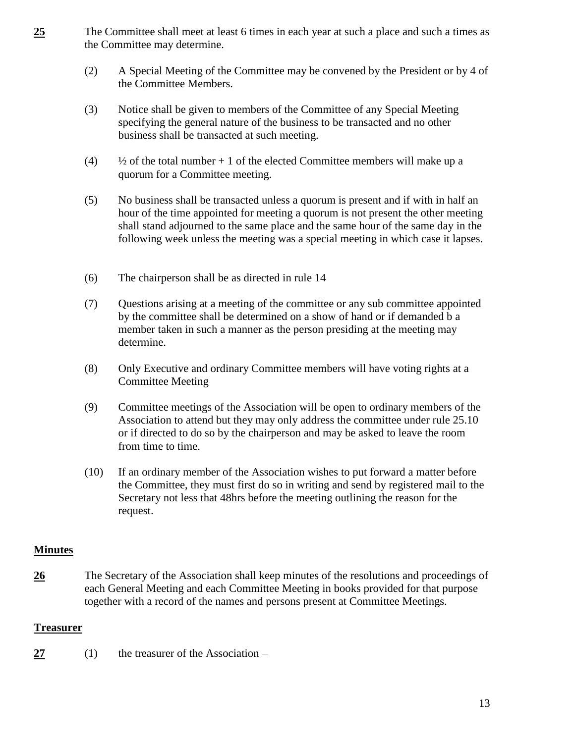**25** The Committee shall meet at least 6 times in each year at such a place and such a times as the Committee may determine.

(2) A Special Meeting of the Committee may be convened by the President or by 4 of the Committee Members.

(3) Notice shall be given to members of the Committee of any Special Meeting specifying the general nature of the business to be transacted and no other business shall be transacted at such meeting.

(4) ½ of the total number + 1 of the elected Committee members will make up a quorum for a Committee meeting.

(5) No business shall be transacted unless a quorum is present and if with in half an hour of the time appointed for meeting a quorum is not present the other meeting shall stand adjourned to the same place and the same hour of the same day in the following week unless the meeting was a special meeting in which case it lapses.

(6) The chairperson shall be as directed in rule 14

(7) Questions arising at a meeting of the committee or any sub committee appointed by the committee shall be determined on a show of hand or if demanded b a member taken in such a manner as the person presiding at the meeting may determine.

(8) Only Executive and ordinary Committee members will have voting rights at a Committee Meeting

(9) Committee meetings of the Association will be open to ordinary members of the Association to attend but they may only address the committee under rule 25.10 or if directed to do so by the chairperson and may be asked to leave the room from time to time.

(10) If an ordinary member of the Association wishes to put forward a matter before the Committee, they must first do so in writing and send by registered mail to the Secretary not less that 48hrs before the meeting outlining the reason for the request.

## Minutes

**26** The Secretary of the Association shall keep minutes of the resolutions and proceedings of each General Meeting and each Committee Meeting in books provided for that purpose together with a record of the names and persons present at Committee Meetings.

## Treasurer

**27** (1) the treasurer of the Association –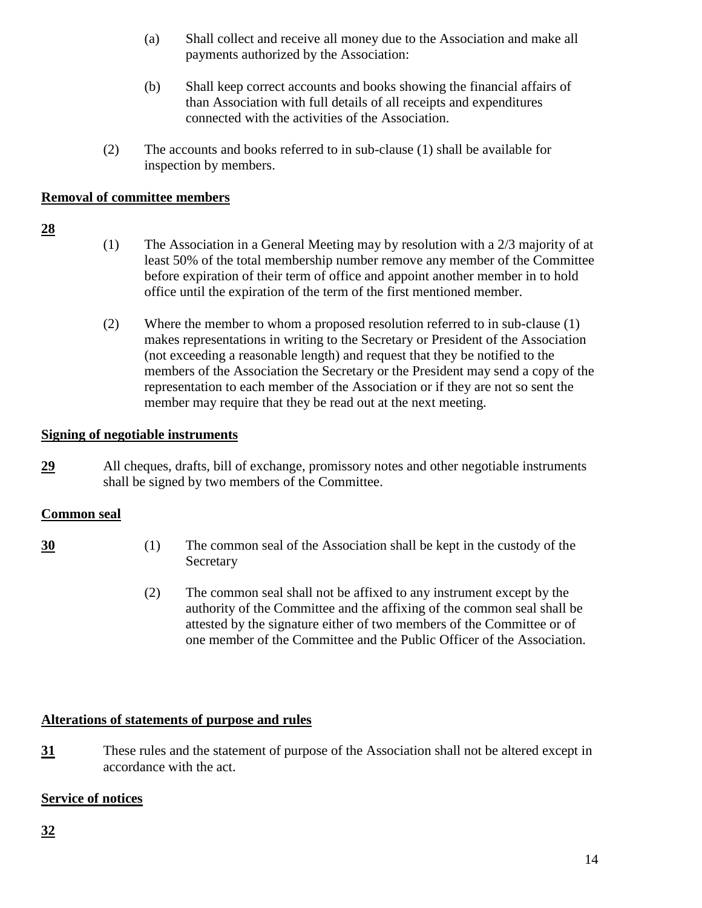(a) Shall collect and receive all money due to the Association and make all payments authorized by the Association:

(b) Shall keep correct accounts and books showing the financial affairs of than Association with full details of all receipts and expenditures connected with the activities of the Association.

(2) The accounts and books referred to in sub-clause (1) shall be available for inspection by members.

**Removal of committee members**

**28**

(1) The Association in a General Meeting may by resolution with a 2/3 majority of at least 50% of the total membership number remove any member of the Committee before expiration of their term of office and appoint another member in to hold office until the expiration of the term of the first mentioned member.

(2) Where the member to whom a proposed resolution referred to in sub-clause (1) makes representations in writing to the Secretary or President of the Association (not exceeding a reasonable length) and request that they be notified to the members of the Association the Secretary or the President may send a copy of the representation to each member of the Association or if they are not so sent the member may require that they be read out at the next meeting.

**Signing of negotiable instruments**

**29** All cheques, drafts, bill of exchange, promissory notes and other negotiable instruments shall be signed by two members of the Committee.

**Common seal**

**30**

(1) The common seal of the Association shall be kept in the custody of the Secretary

(2) The common seal shall not be affixed to any instrument except by the authority of the Committee and the affixing of the common seal shall be attested by the signature either of two members of the Committee or of one member of the Committee and the Public Officer of the Association.

**Alterations of statements of purpose and rules**

**31** These rules and the statement of purpose of the Association shall not be altered except in accordance with the act.

**Service of notices**

**32**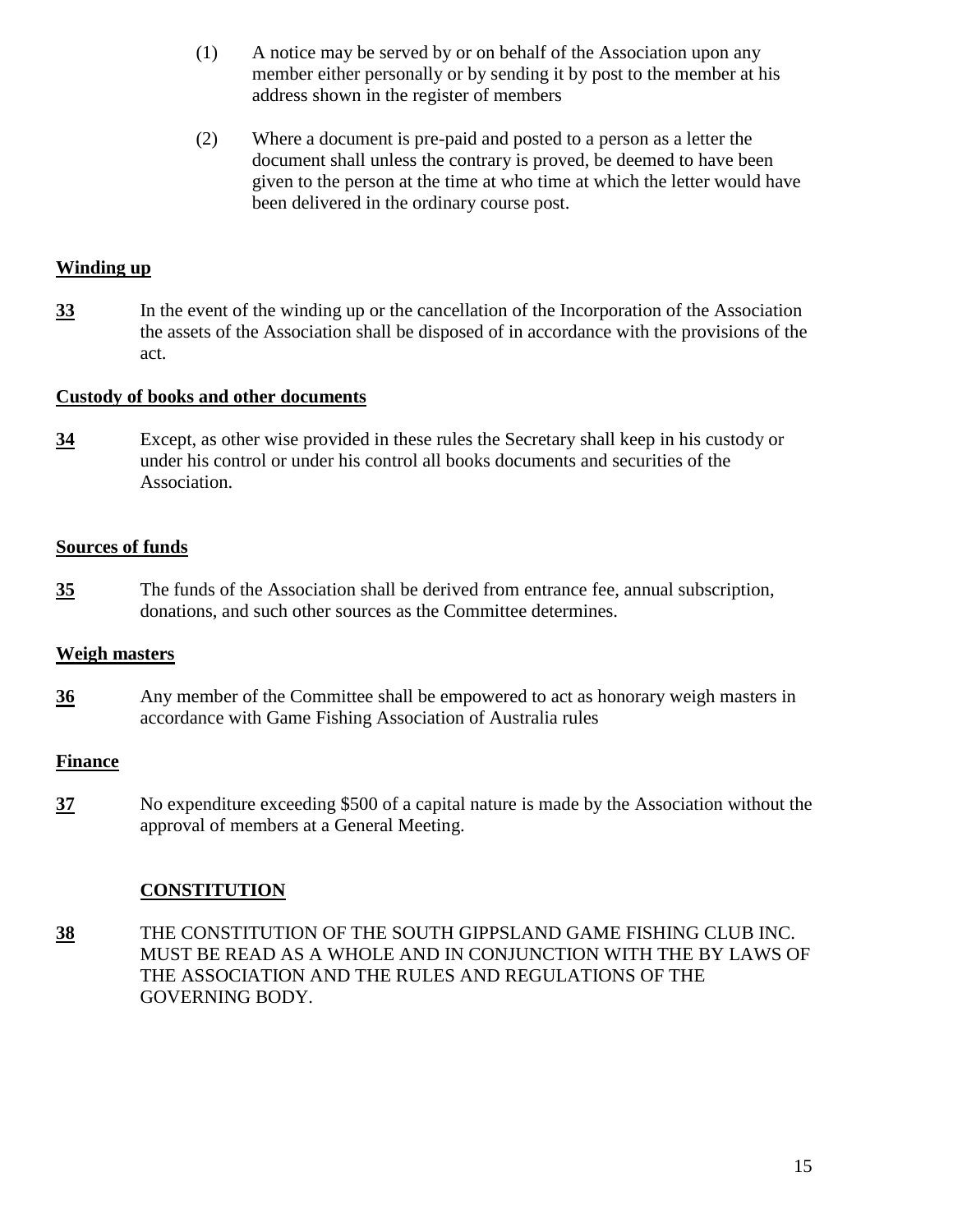(1) A notice may be served by or on behalf of the Association upon any member either personally or by sending it by post to the member at his address shown in the register of members

(2) Where a document is pre-paid and posted to a person as a letter the document shall unless the contrary is proved, be deemed to have been given to the person at the time at who time at which the letter would have been delivered in the ordinary course post.

**Winding up**

**33** In the event of the winding up or the cancellation of the Incorporation of the Association the assets of the Association shall be disposed of in accordance with the provisions of the act.

**Custody of books and other documents**

**34** Except, as other wise provided in these rules the Secretary shall keep in his custody or under his control or under his control all books documents and securities of the Association.

**Sources of funds**

**35** The funds of the Association shall be derived from entrance fee, annual subscription, donations, and such other sources as the Committee determines.

**Weigh masters**

**36** Any member of the Committee shall be empowered to act as honorary weigh masters in accordance with Game Fishing Association of Australia rules

**Finance**

**37** No expenditure exceeding $500 of a capital nature is made by the Association without the approval of members at a General Meeting.

**CONSTITUTION**

**38** THE CONSTITUTION OF THE SOUTH GIPPSLAND GAME FISHING CLUB INC. MUST BE READ AS A WHOLE AND IN CONJUNCTION WITH THE BY LAWS OF THE ASSOCIATION AND THE RULES AND REGULATIONS OF THE GOVERNING BODY.